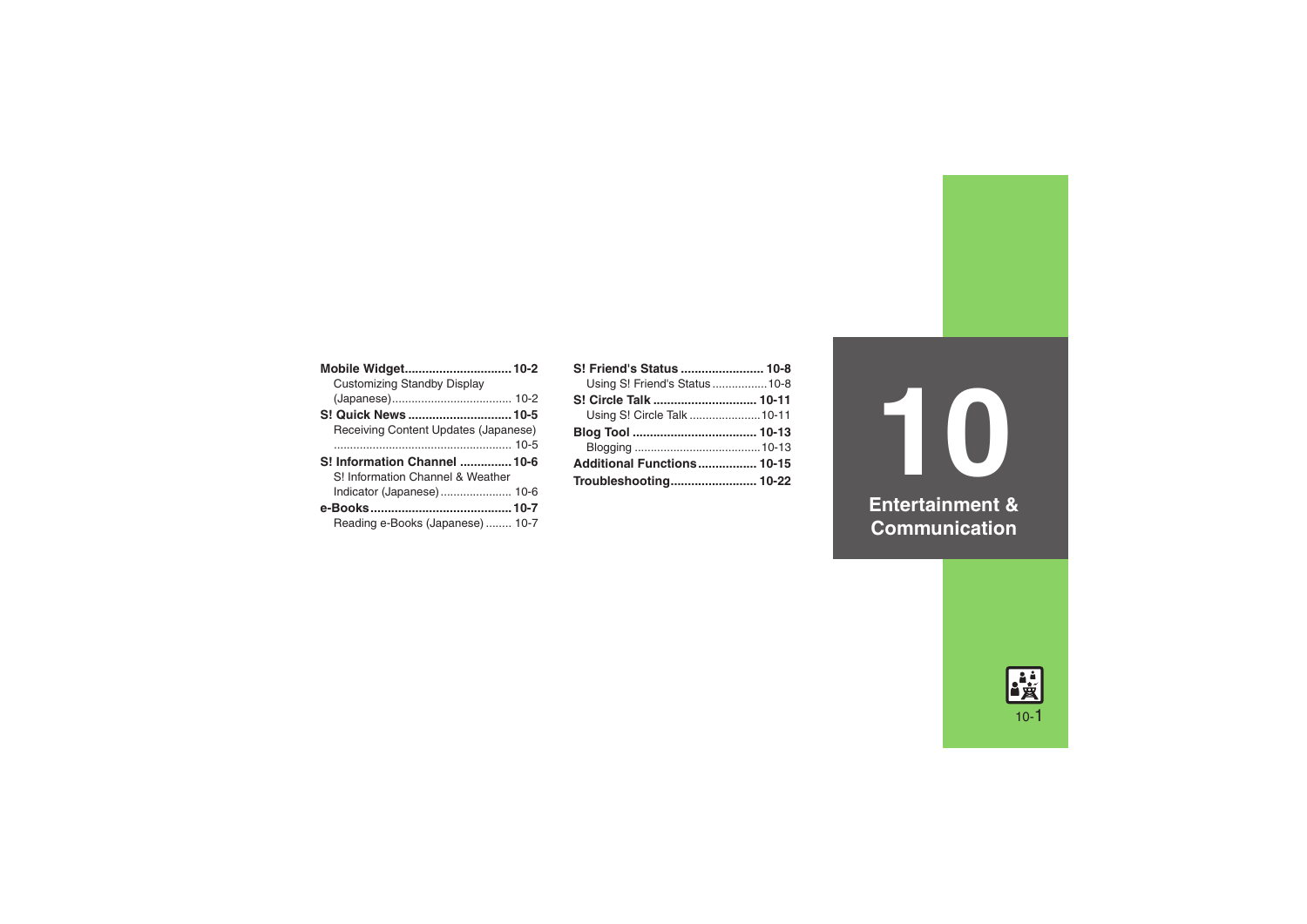# 10 Entertainment & Communication

**Mobile Widget** .............................. **10-2**
- Customizing Standby Display (Japanese) .............................. 10-2

**S! Quick News** .............................. **10-5**
- Receiving Content Updates (Japanese) .............................. 10-5

**S! Information Channel** .............................. **10-6**
- S! Information Channel & Weather Indicator (Japanese) .............................. 10-6

**e-Books** .............................. **10-7**
- Reading e-Books (Japanese) .............................. 10-7

**S! Friend's Status** .............................. **10-8**
- Using S! Friend's Status .............................. 10-8

**S! Circle Talk** .............................. **10-11**
- Using S! Circle Talk .............................. 10-11

**Blog Tool** .............................. **10-13**
- Blogging .............................. 10-13

**Additional Functions** .............................. **10-15**

**Troubleshooting** .............................. **10-22**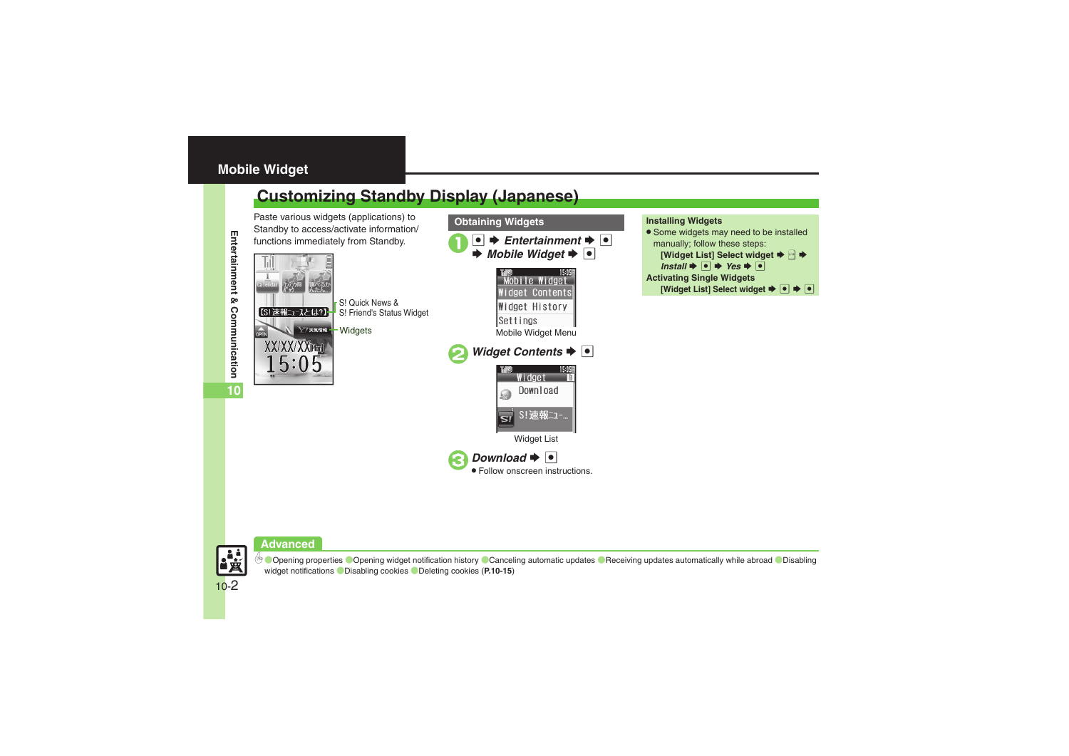## Mobile Widget

# Customizing Standby Display (Japanese)

Paste various widgets (applications) to Standby to access/activate information/ functions immediately from Standby.

S! Quick News & S! Friend's Status Widget

Widgets

### Obtaining Widgets

1. ● ➡ *Entertainment* ➡ ● ➡ *Mobile Widget* ➡ ●

Mobile Widget Menu

2. *Widget Contents* ➡ ●

Widget List

3. *Download* ➡ ●
   - Follow onscreen instructions.

### Installing Widgets

- Some widgets may need to be installed manually; follow these steps:
  **[Widget List] Select widget** ➡ ✉ ➡ *Install* ➡ ● ➡ *Yes* ➡ ●

### Activating Single Widgets

**[Widget List] Select widget** ➡ ● ➡ ●

## Advanced

Opening properties · Opening widget notification history · Canceling automatic updates · Receiving updates automatically while abroad · Disabling widget notifications · Disabling cookies · Deleting cookies (**P.10-15**)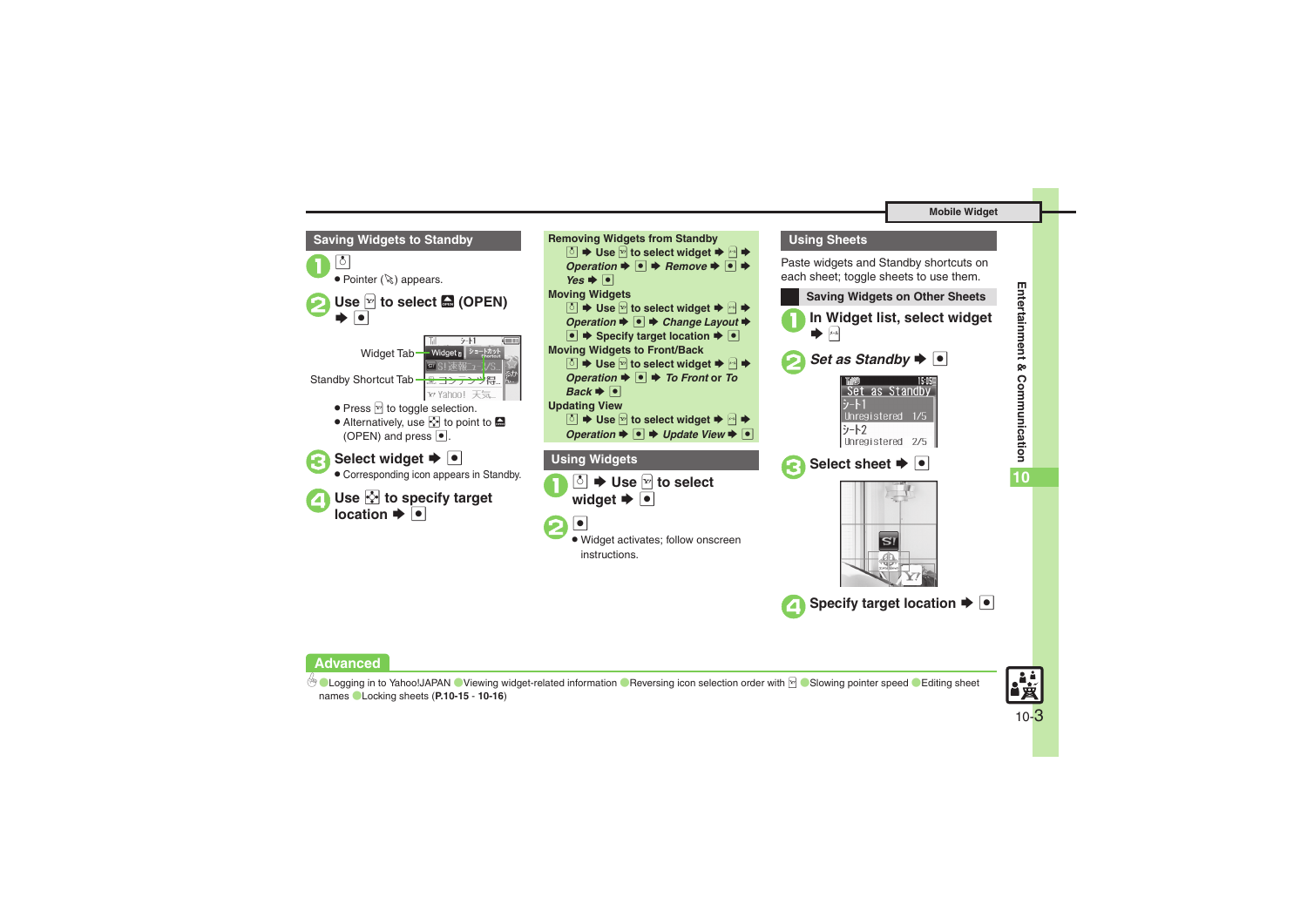## Saving Widgets to Standby

**1** [key]
- Pointer ( ) appears.

**2** **Use [key] to select (OPEN) ➡ ●**

Widget Tab
Standby Shortcut Tab

- Press [key] to toggle selection.
- Alternatively, use [key] to point to (OPEN) and press ●.

**3** **Select widget ➡ ●**
- Corresponding icon appears in Standby.

**4** **Use [key] to specify target location ➡ ●**

**Removing Widgets from Standby**
[key] ➡ Use [key] to select widget ➡ [key] ➡ *Operation* ➡ ● ➡ *Remove* ➡ ● ➡ *Yes* ➡ ●

**Moving Widgets**
[key] ➡ Use [key] to select widget ➡ [key] ➡ *Operation* ➡ ● ➡ *Change Layout* ➡ ● ➡ Specify target location ➡ ●

**Moving Widgets to Front/Back**
[key] ➡ Use [key] to select widget ➡ [key] ➡ *Operation* ➡ ● ➡ *To Front* or *To Back* ➡ ●

**Updating View**
[key] ➡ Use [key] to select widget ➡ [key] ➡ *Operation* ➡ ● ➡ *Update View* ➡ ●

## Using Widgets

**1** **[key] ➡ Use [key] to select widget ➡ ●**

**2** **●**
- Widget activates; follow onscreen instructions.

## Using Sheets

Paste widgets and Standby shortcuts on each sheet; toggle sheets to use them.

### Saving Widgets on Other Sheets

**1** **In Widget list, select widget ➡ [key]**

**2** ***Set as Standby* ➡ ●**

**3** **Select sheet ➡ ●**

**4** **Specify target location ➡ ●**

**Advanced**

Logging in to Yahoo!JAPAN ● Viewing widget-related information ● Reversing icon selection order with [key] ● Slowing pointer speed ● Editing sheet names ● Locking sheets (**P.10-15** - **10-16**)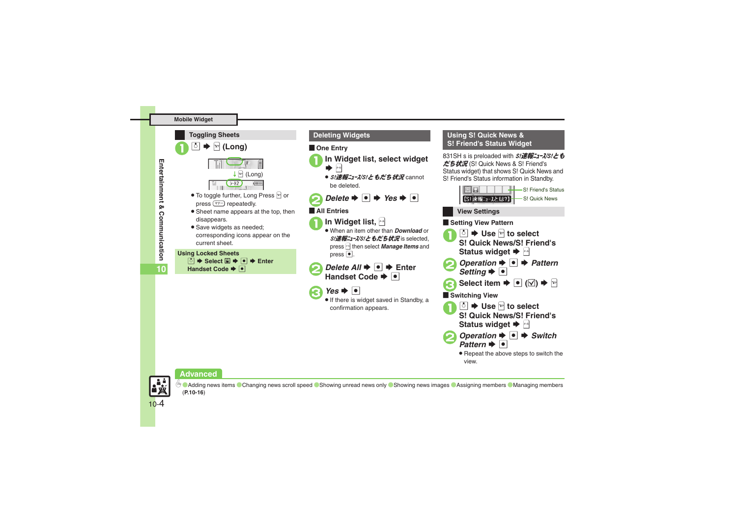## Toggling Sheets

**1** ◯ ➡ [Y!] **(Long)**

↓ [Y!] (Long)

シート2

- To toggle further, Long Press [Y!] or press [マナー] repeatedly.
- Sheet name appears at the top, then disappears.
- Save widgets as needed; corresponding icons appear on the current sheet.

**Using Locked Sheets**
◯ ➡ Select ▣ ➡ ● ➡ Enter Handset Code ➡ ●

## Deleting Widgets

### One Entry

**1** **In Widget list, select widget** ➡ [メール]

- *S!速報ニュース/S!ともだち状況* cannot be deleted.

**2** ***Delete*** ➡ ● ➡ ***Yes*** ➡ ●

### All Entries

**1** **In Widget list,** [メール]

- When an item other than ***Download*** or *S!速報ニュース/S!ともだち状況* is selected, press [メール] then select ***Manage Items*** and press ●.

**2** ***Delete All*** ➡ ● ➡ **Enter Handset Code** ➡ ●

**3** ***Yes*** ➡ ●

- If there is widget saved in Standby, a confirmation appears.

## Using S! Quick News & S! Friend's Status Widget

831SH s is preloaded with ***S!速報ニュース/S!ともだち状況*** (S! Quick News & S! Friend's Status widget) that shows S! Quick News and S! Friend's Status information in Standby.

[S!速報ニュースとは?]

S! Friend's Status

S! Quick News

### View Settings

#### Setting View Pattern

**1** ◯ ➡ **Use** [Y!] **to select S! Quick News/S! Friend's Status widget** ➡ [メール]

**2** ***Operation*** ➡ ● ➡ ***Pattern Setting*** ➡ ●

**3** **Select item** ➡ ● (☑) ➡ [Y!]

#### Switching View

**1** ◯ ➡ **Use** [Y!] **to select S! Quick News/S! Friend's Status widget** ➡ [メール]

**2** ***Operation*** ➡ ● ➡ ***Switch Pattern*** ➡ ●

- Repeat the above steps to switch the view.

**Advanced**

Adding news items ● Changing news scroll speed ● Showing unread news only ● Showing news images ● Assigning members ● Managing members (**P.10-16**)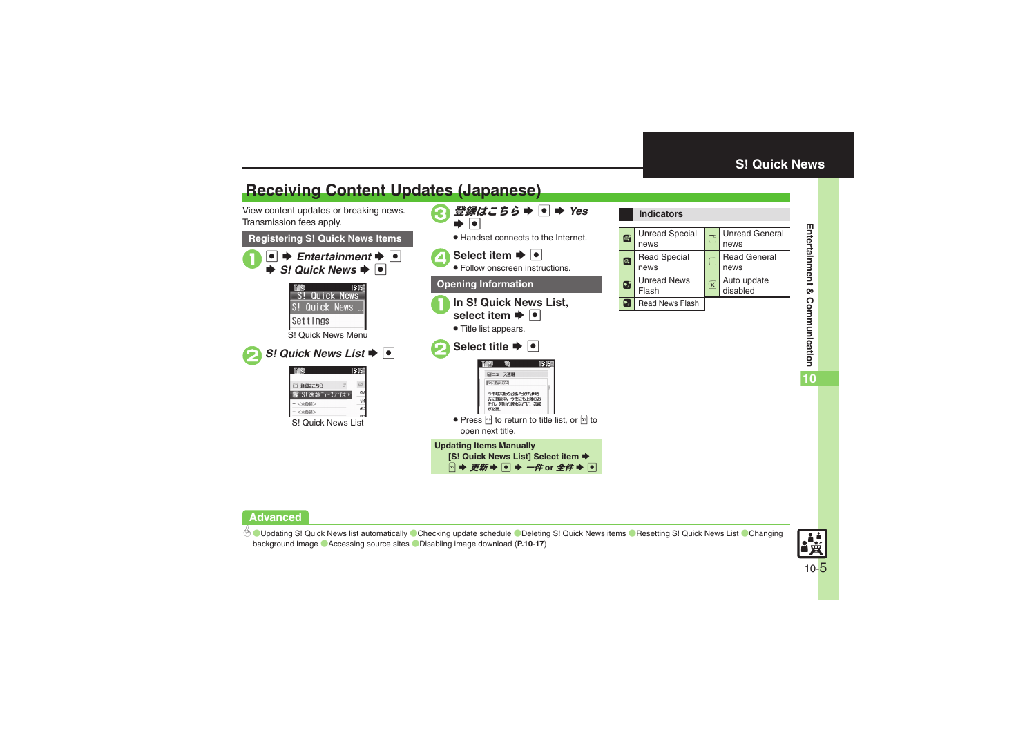## Receiving Content Updates (Japanese)

View content updates or breaking news.
Transmission fees apply.

### Registering S! Quick News Items

1. ● ➡ *Entertainment* ➡ ● ➡ *S! Quick News* ➡ ●

   S! Quick News Menu

2. *S! Quick News List* ➡ ●

   S! Quick News List

3. *登録はこちら* ➡ ● ➡ *Yes* ➡ ●
   - Handset connects to the Internet.

4. **Select item** ➡ ●
   - Follow onscreen instructions.

### Opening Information

1. **In S! Quick News List, select item** ➡ ●
   - Title list appears.

2. **Select title** ➡ ●
   - Press ☐ to return to title list, or ☐ to open next title.

**Updating Items Manually**
[S! Quick News List] Select item ➡ ☐ ➡ *更新* ➡ ● ➡ *一件* or *全件* ➡ ●

### Indicators

| Icon | Indicator | Icon | Indicator |
|---|---|---|---|
| | Unread Special news | | Unread General news |
| | Read Special news | | Read General news |
| | Unread News Flash | | Auto update disabled |
| | Read News Flash | | |

**Advanced**

●Updating S! Quick News list automatically ●Checking update schedule ●Deleting S! Quick News items ●Resetting S! Quick News List ●Changing background image ●Accessing source sites ●Disabling image download (**P.10-17**)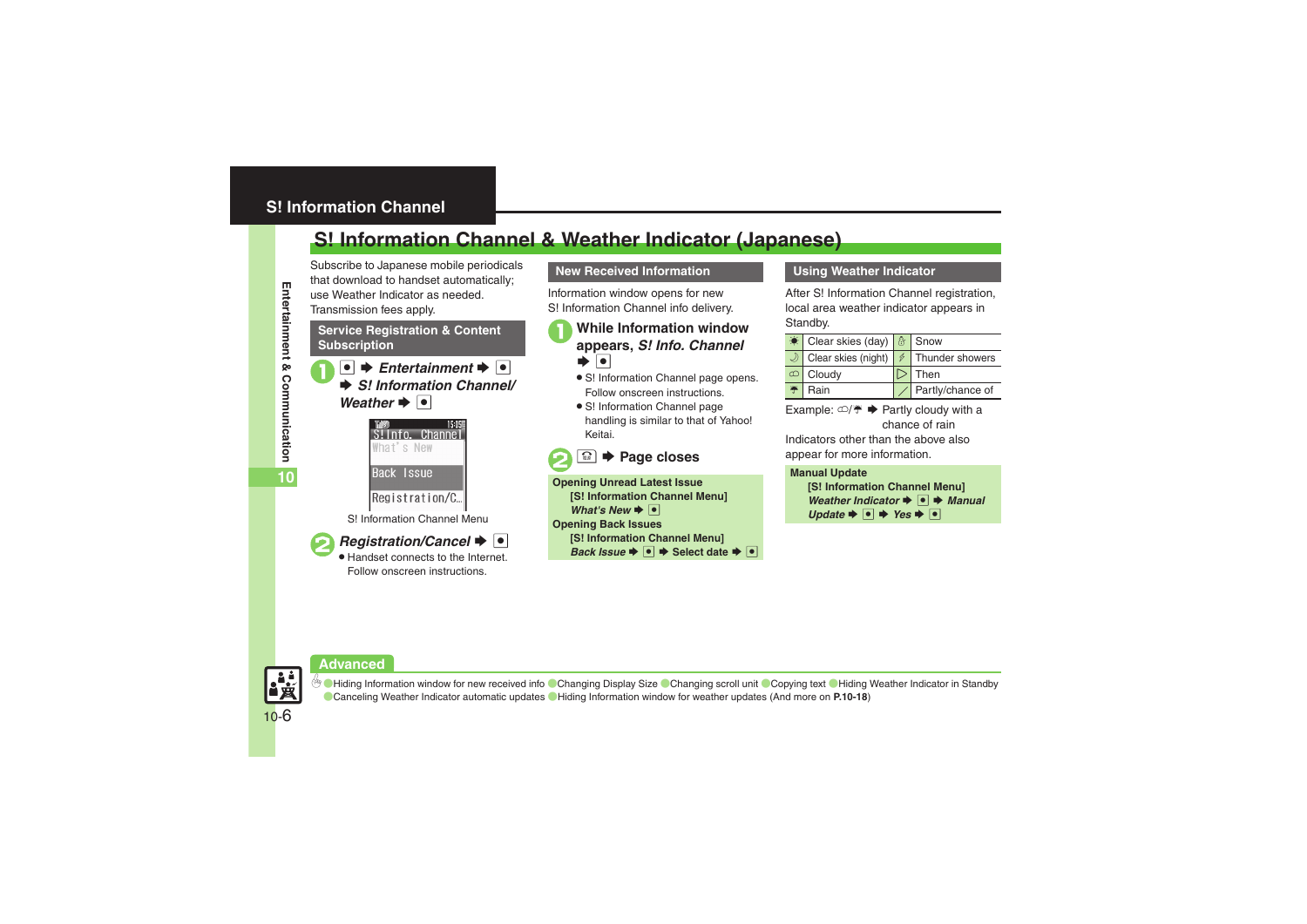# S! Information Channel

## S! Information Channel & Weather Indicator (Japanese)

Subscribe to Japanese mobile periodicals that download to handset automatically; use Weather Indicator as needed. Transmission fees apply.

### Service Registration & Content Subscription

1. ● ➡ *Entertainment* ➡ ● ➡ *S! Information Channel/ Weather* ➡ ●

S!Info. Channel
What's New
Back Issue
Registration/C...

S! Information Channel Menu

2. *Registration/Cancel* ➡ ●
   - Handset connects to the Internet. Follow onscreen instructions.

### New Received Information

Information window opens for new S! Information Channel info delivery.

1. **While Information window appears, *S! Info. Channel*** ➡ ●
   - S! Information Channel page opens. Follow onscreen instructions.
   - S! Information Channel page handling is similar to that of Yahoo! Keitai.
2. ☎ ➡ **Page closes**

**Opening Unread Latest Issue**
**[S! Information Channel Menu]** ***What's New*** ➡ ●

**Opening Back Issues**
**[S! Information Channel Menu]** ***Back Issue*** ➡ ● ➡ **Select date** ➡ ●

### Using Weather Indicator

After S! Information Channel registration, local area weather indicator appears in Standby.

| Icon | Meaning | Icon | Meaning |
|---|---|---|---|
| ☀ | Clear skies (day) | ☃ | Snow |
| ☽ | Clear skies (night) | ⚡ | Thunder showers |
| ☁ | Cloudy | ▷ | Then |
| ☂ | Rain | ／ | Partly/chance of |

Example: ☁/☂ ➡ Partly cloudy with a chance of rain

Indicators other than the above also appear for more information.

**Manual Update**
**[S! Information Channel Menu]** ***Weather Indicator*** ➡ ● ➡ ***Manual Update*** ➡ ● ➡ ***Yes*** ➡ ●

### Advanced

Hiding Information window for new received info · Changing Display Size · Changing scroll unit · Copying text · Hiding Weather Indicator in Standby · Canceling Weather Indicator automatic updates · Hiding Information window for weather updates (And more on **P.10-18**)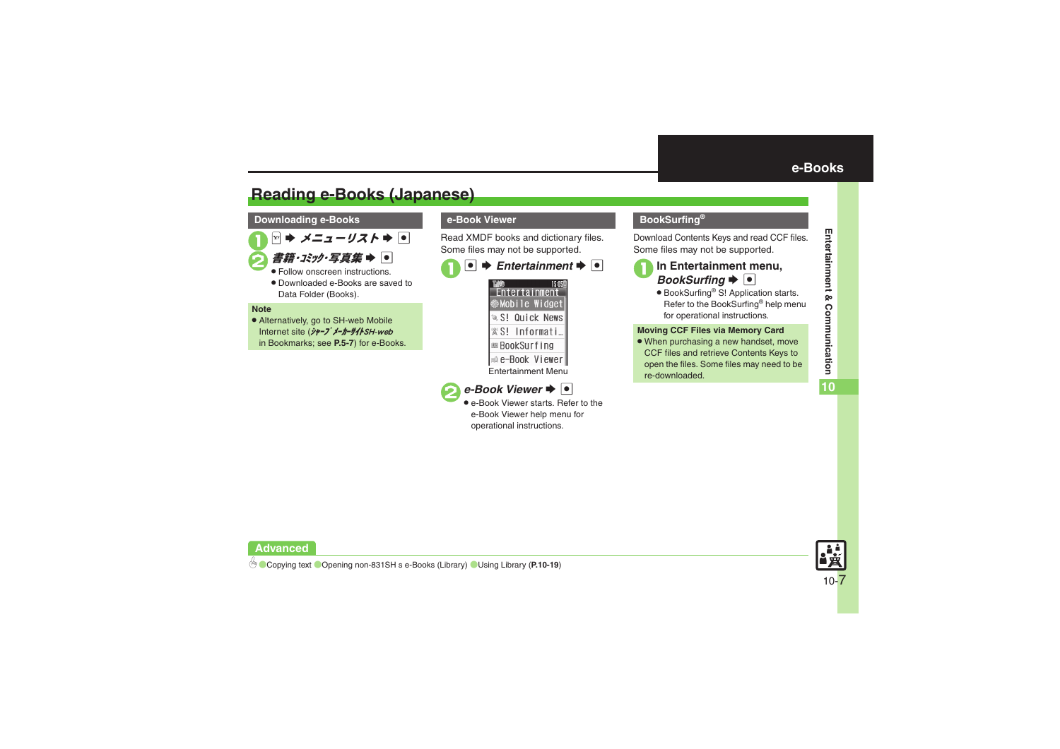# Reading e-Books (Japanese)

## Downloading e-Books

1. Y ➡ *メニューリスト* ➡ ●
2. *書籍･ｺﾐｯｸ･写真集* ➡ ●
   - Follow onscreen instructions.
   - Downloaded e-Books are saved to Data Folder (Books).

**Note**

- Alternatively, go to SH-web Mobile Internet site (*ｼｬｰﾌﾟ ﾒｰｶｰｻｲﾄSH-web*) in Bookmarks; see **P.5-7**) for e-Books.

## e-Book Viewer

Read XMDF books and dictionary files. Some files may not be supported.

1. ● ➡ *Entertainment* ➡ ●

   Entertainment
   Mobile Widget
   S! Quick News
   S! Informati…
   BookSurfing
   e-Book Viewer

   Entertainment Menu

2. *e-Book Viewer* ➡ ●
   - e-Book Viewer starts. Refer to the e-Book Viewer help menu for operational instructions.

## BookSurfing®

Download Contents Keys and read CCF files. Some files may not be supported.

1. **In Entertainment menu,** *BookSurfing* ➡ ●
   - BookSurfing® S! Application starts. Refer to the BookSurfing® help menu for operational instructions.

**Moving CCF Files via Memory Card**

- When purchasing a new handset, move CCF files and retrieve Contents Keys to open the files. Some files may need to be re-downloaded.

**Advanced**

Copying text ● Opening non-831SH s e-Books (Library) ● Using Library (**P.10-19**)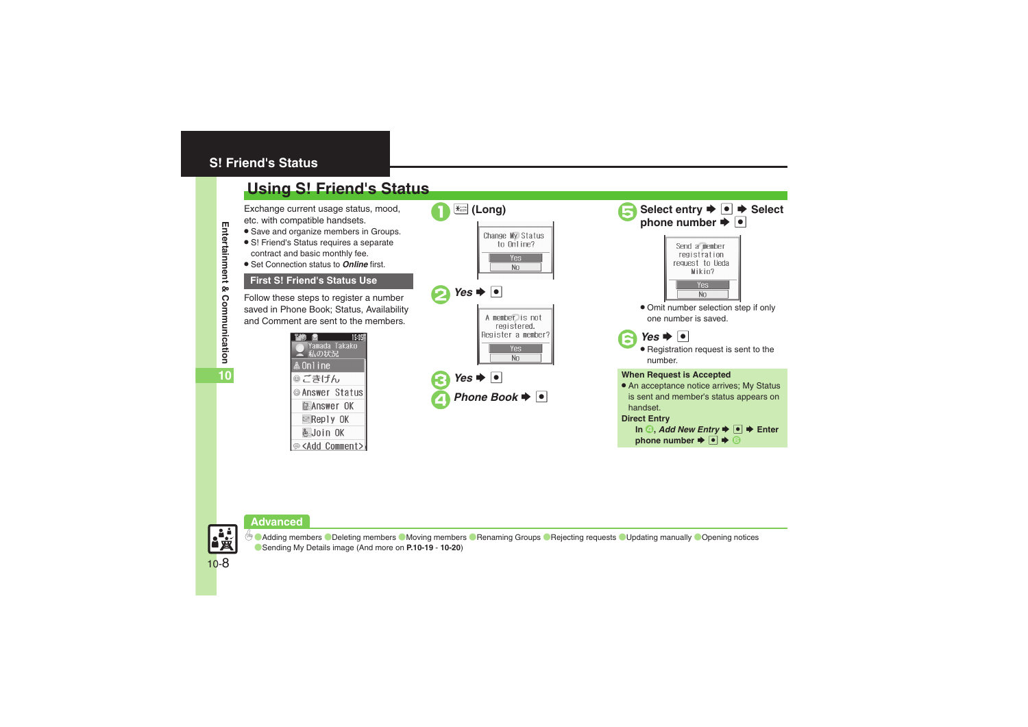## S! Friend's Status

# Using S! Friend's Status

Exchange current usage status, mood, etc. with compatible handsets.

- Save and organize members in Groups.
- S! Friend's Status requires a separate contract and basic monthly fee.
- Set Connection status to ***Online*** first.

### First S! Friend's Status Use

Follow these steps to register a number saved in Phone Book; Status, Availability and Comment are sent to the members.

Yamada Takako
私の状況
Online
ごきげん
Answer Status
Answer OK
Reply OK
Join OK
<Add Comment>

**1** (Long)

Change My Status to Online?
Yes
No

**2** ***Yes*** ➡ ●

A member is not registered. Register a member?
Yes
No

**3** ***Yes*** ➡ ●

**4** ***Phone Book*** ➡ ●

**5** **Select entry ➡ ● ➡ Select phone number ➡ ●**

Send a member registration request to Ueda Mikio?
Yes
No

- Omit number selection step if only one number is saved.

**6** ***Yes*** ➡ ●

- Registration request is sent to the number.

**When Request is Accepted**

- An acceptance notice arrives; My Status is sent and member's status appears on handset.

**Direct Entry**

**In 4, *Add New Entry* ➡ ● ➡ Enter phone number ➡ ● ➡ 6**

### Advanced

Adding members · Deleting members · Moving members · Renaming Groups · Rejecting requests · Updating manually · Opening notices · Sending My Details image (And more on **P.10-19** - **10-20**)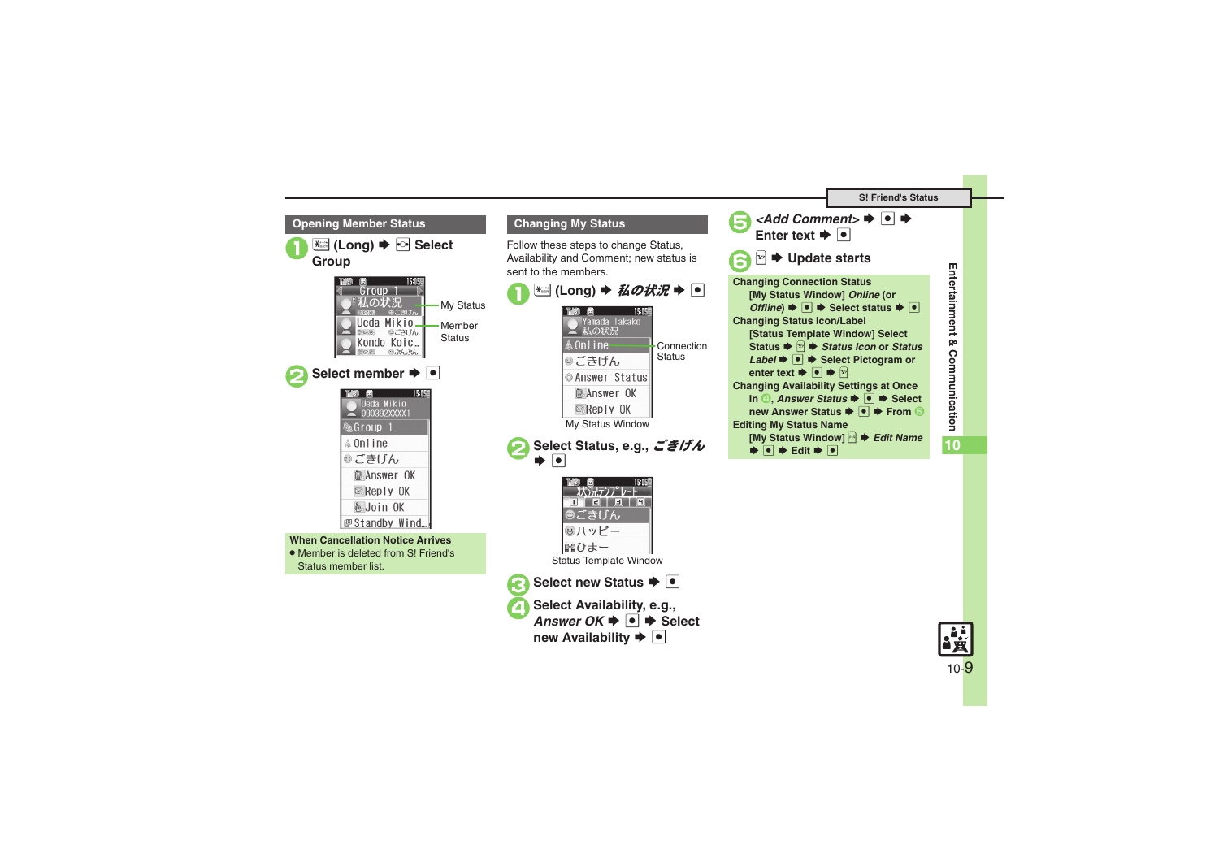## Opening Member Status

1. (Long) ➡ Select Group

My Status

Member Status

2. Select member ➡ ●

**When Cancellation Notice Arrives**

- Member is deleted from S! Friend's Status member list.

## Changing My Status

Follow these steps to change Status, Availability and Comment; new status is sent to the members.

1. (Long) ➡ *私の状況* ➡ ●

Connection Status

My Status Window

2. Select Status, e.g., *ごきげん* ➡ ●

Status Template Window

3. Select new Status ➡ ●
4. Select Availability, e.g., *Answer OK* ➡ ● ➡ Select new Availability ➡ ●
5. *<Add Comment>* ➡ ● ➡ Enter text ➡ ●
6. ➡ Update starts

**Changing Connection Status**
[My Status Window] *Online* (or *Offline*) ➡ ● ➡ Select status ➡ ●

**Changing Status Icon/Label**
[Status Template Window] Select Status ➡ ➡ *Status Icon* or *Status Label* ➡ ● ➡ Select Pictogram or enter text ➡ ● ➡

**Changing Availability Settings at Once**
In 4, *Answer Status* ➡ ● ➡ Select new Answer Status ➡ ● ➡ From 5

**Editing My Status Name**
[My Status Window] ➡ *Edit Name* ➡ ● ➡ Edit ➡ ●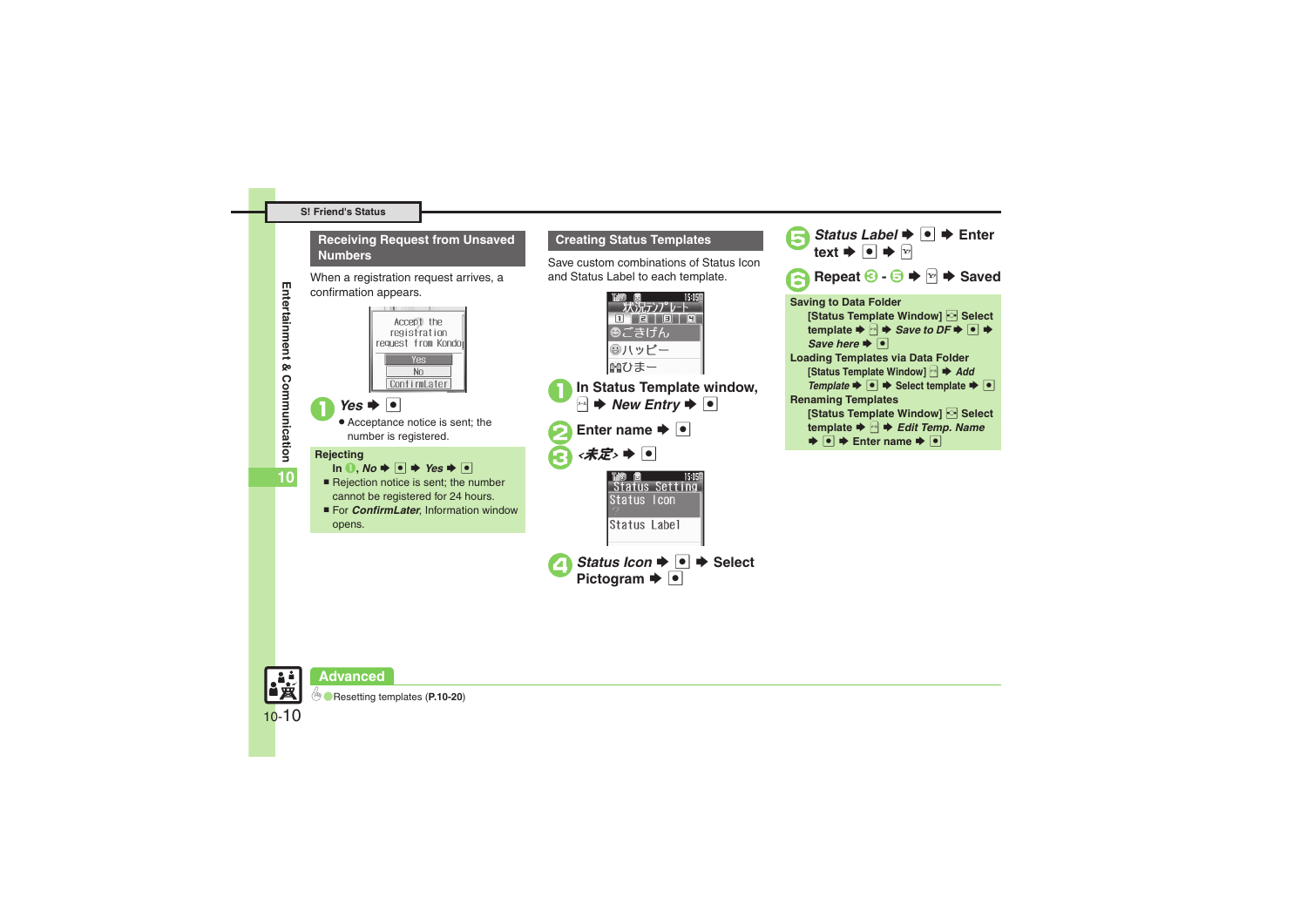## S! Friend's Status

### Receiving Request from Unsaved Numbers

When a registration request arrives, a confirmation appears.

Accept the registration request from Kondo
Yes
No
ConfirmLater

1. *Yes* ➡ ●
   - Acceptance notice is sent; the number is registered.

**Rejecting**

In 1, *No* ➡ ● ➡ *Yes* ➡ ●

- Rejection notice is sent; the number cannot be registered for 24 hours.
- For ***ConfirmLater***, Information window opens.

### Creating Status Templates

Save custom combinations of Status Icon and Status Label to each template.

状況テンプレート
ごきげん
ハッピー
ひまー

1. **In Status Template window,** ➡ *New Entry* ➡ ●
2. **Enter name** ➡ ●
3. *<未定>* ➡ ●

Status Setting
Status Icon
Status Label

4. ***Status Icon*** ➡ ● ➡ **Select Pictogram** ➡ ●
5. ***Status Label*** ➡ ● ➡ **Enter text** ➡ ● ➡
6. **Repeat 3 - 5** ➡ ➡ **Saved**

**Saving to Data Folder**

[Status Template Window] Select template ➡ ➡ *Save to DF* ➡ ● ➡ *Save here* ➡ ●

**Loading Templates via Data Folder**

[Status Template Window] ➡ *Add Template* ➡ ● ➡ Select template ➡ ●

**Renaming Templates**

[Status Template Window] Select template ➡ ➡ *Edit Temp. Name* ➡ ● ➡ Enter name ➡ ●

**Advanced**

Resetting templates (**P.10-20**)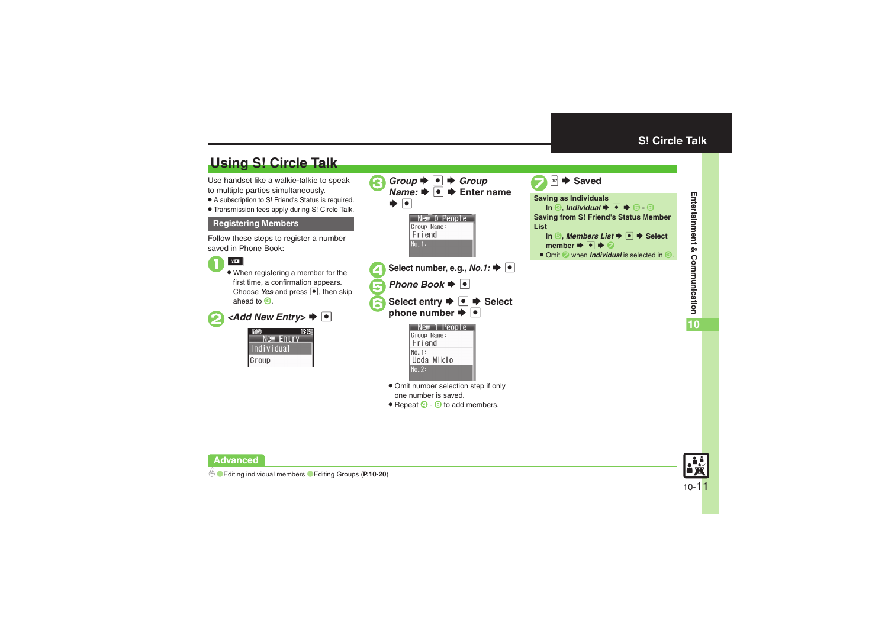## Using S! Circle Talk

Use handset like a walkie-talkie to speak to multiple parties simultaneously.

- A subscription to S! Friend's Status is required.
- Transmission fees apply during S! Circle Talk.

### Registering Members

Follow these steps to register a number saved in Phone Book:

1. 
   - When registering a member for the first time, a confirmation appears. Choose *Yes* and press ●, then skip ahead to 3.

2. *<Add New Entry>* ➡ ●

   New Entry
   Individual
   Group

3. *Group* ➡ ● ➡ *Group Name:* ➡ ● ➡ Enter name ➡ ●

   New 0 People
   Group Name:
   Friend
   No.1:

4. Select number, e.g., *No.1:* ➡ ●

5. *Phone Book* ➡ ●

6. Select entry ➡ ● ➡ Select phone number ➡ ●

   New 1 People
   Group Name:
   Friend
   No.1:
   Ueda Mikio
   No.2:

   - Omit number selection step if only one number is saved.
   - Repeat 4 - 6 to add members.

7. ➡ Saved

**Saving as Individuals**
In 3, *Individual* ➡ ● ➡ 5 - 6

**Saving from S! Friend's Status Member List**
In 5, *Members List* ➡ ● ➡ Select member ➡ ● ➡ 7

- Omit 7 when *Individual* is selected in 3.

**Advanced**

Editing individual members ● Editing Groups (**P.10-20**)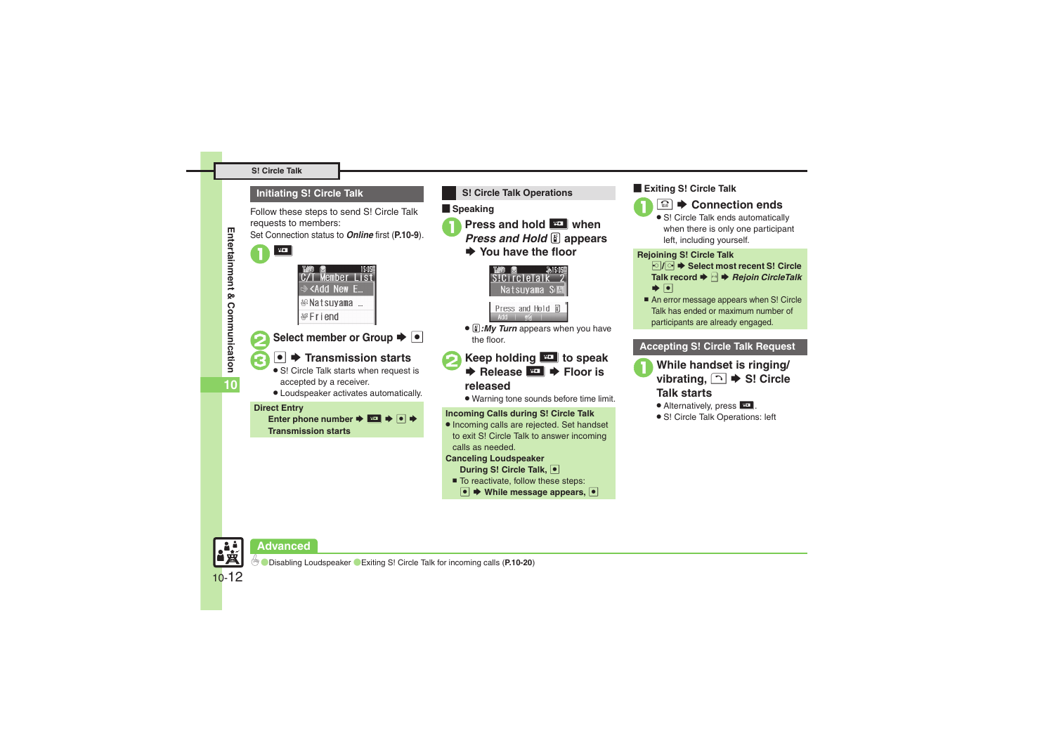## Initiating S! Circle Talk

Follow these steps to send S! Circle Talk requests to members:

Set Connection status to ***Online*** first (**P.10-9**).

1. 

2. **Select member or Group ➡ ●**
3. **● ➡ Transmission starts**
   - S! Circle Talk starts when request is accepted by a receiver.
   - Loudspeaker activates automatically.

**Direct Entry**

**Enter phone number ➡ ➡ ● ➡ Transmission starts**

## S! Circle Talk Operations

### Speaking

1. **Press and hold when *Press and Hold* appears ➡ You have the floor**
   - *:My Turn* appears when you have the floor.
2. **Keep holding to speak ➡ Release ➡ Floor is released**
   - Warning tone sounds before time limit.

**Incoming Calls during S! Circle Talk**

- Incoming calls are rejected. Set handset to exit S! Circle Talk to answer incoming calls as needed.

**Canceling Loudspeaker**

**During S! Circle Talk, ●**

- To reactivate, follow these steps:

  **● ➡ While message appears, ●**

### Exiting S! Circle Talk

1. **➡ Connection ends**
   - S! Circle Talk ends automatically when there is only one participant left, including yourself.

**Rejoining S! Circle Talk**

**/ ➡ Select most recent S! Circle Talk record ➡ ➡ *Rejoin CircleTalk* ➡ ●**

- An error message appears when S! Circle Talk has ended or maximum number of participants are already engaged.

## Accepting S! Circle Talk Request

1. **While handset is ringing/ vibrating, ➡ S! Circle Talk starts**
   - Alternatively, press .
   - S! Circle Talk Operations: left

## Advanced

Disabling Loudspeaker  Exiting S! Circle Talk for incoming calls (**P.10-20**)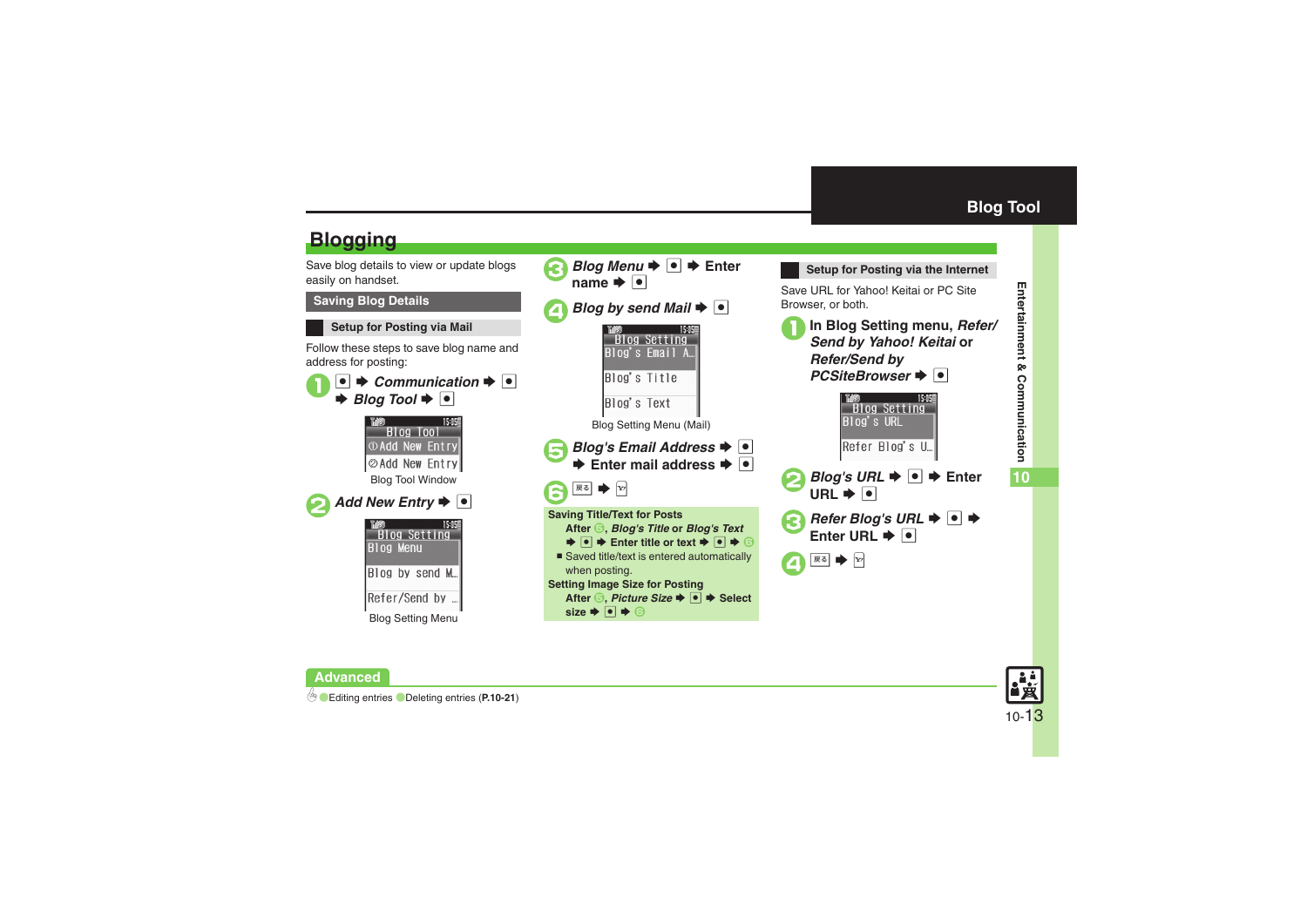## Blogging

Save blog details to view or update blogs easily on handset.

### Saving Blog Details

#### Setup for Posting via Mail

Follow these steps to save blog name and address for posting:

1. ● ➡ *Communication* ➡ ● ➡ *Blog Tool* ➡ ●

   Blog Tool Window

2. *Add New Entry* ➡ ●

   Blog Setting Menu

3. *Blog Menu* ➡ ● ➡ Enter name ➡ ●

4. *Blog by send Mail* ➡ ●

   Blog Setting Menu (Mail)

5. *Blog's Email Address* ➡ ● ➡ Enter mail address ➡ ●

6. 戻る ➡ Y'

**Saving Title/Text for Posts**

After 5, *Blog's Title* or *Blog's Text* ➡ ● ➡ Enter title or text ➡ ● ➡ 6

- Saved title/text is entered automatically when posting.

**Setting Image Size for Posting**

After 5, *Picture Size* ➡ ● ➡ Select size ➡ ● ➡ 6

#### Setup for Posting via the Internet

Save URL for Yahoo! Keitai or PC Site Browser, or both.

1. In Blog Setting menu, *Refer/Send by Yahoo! Keitai* or *Refer/Send by PCSiteBrowser* ➡ ●

2. *Blog's URL* ➡ ● ➡ Enter URL ➡ ●

3. *Refer Blog's URL* ➡ ● ➡ Enter URL ➡ ●

4. 戻る ➡ Y'

**Advanced**

Editing entries · Deleting entries (**P.10-21**)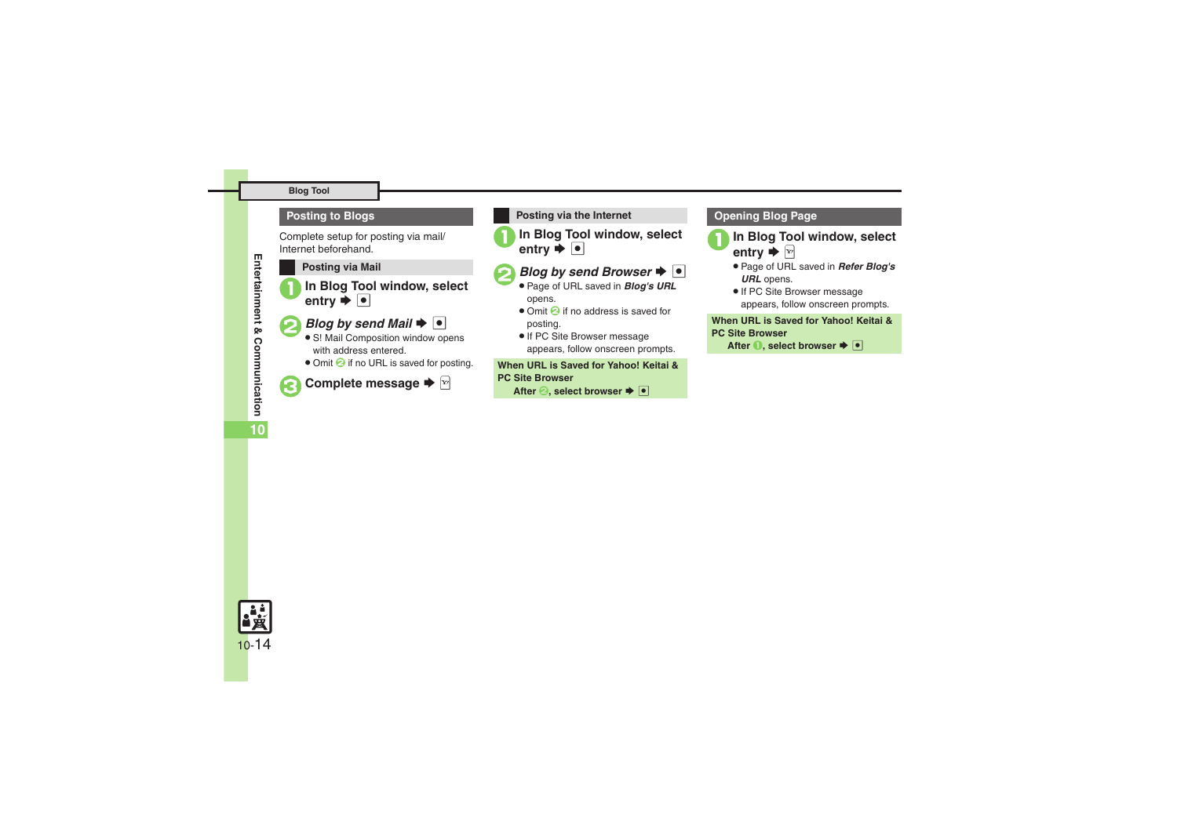## Posting to Blogs

Complete setup for posting via mail/ Internet beforehand.

### Posting via Mail

1. In Blog Tool window, select entry ➡ ●
2. *Blog by send Mail* ➡ ●
   - S! Mail Composition window opens with address entered.
   - Omit 2 if no URL is saved for posting.
3. Complete message ➡ Y!

### Posting via the Internet

1. In Blog Tool window, select entry ➡ ●
2. *Blog by send Browser* ➡ ●
   - Page of URL saved in ***Blog's URL*** opens.
   - Omit 2 if no address is saved for posting.
   - If PC Site Browser message appears, follow onscreen prompts.

**When URL is Saved for Yahoo! Keitai & PC Site Browser**
**After 2, select browser ➡ ●**

## Opening Blog Page

1. In Blog Tool window, select entry ➡ Y!
   - Page of URL saved in ***Refer Blog's URL*** opens.
   - If PC Site Browser message appears, follow onscreen prompts.

**When URL is Saved for Yahoo! Keitai & PC Site Browser**
**After 1, select browser ➡ ●**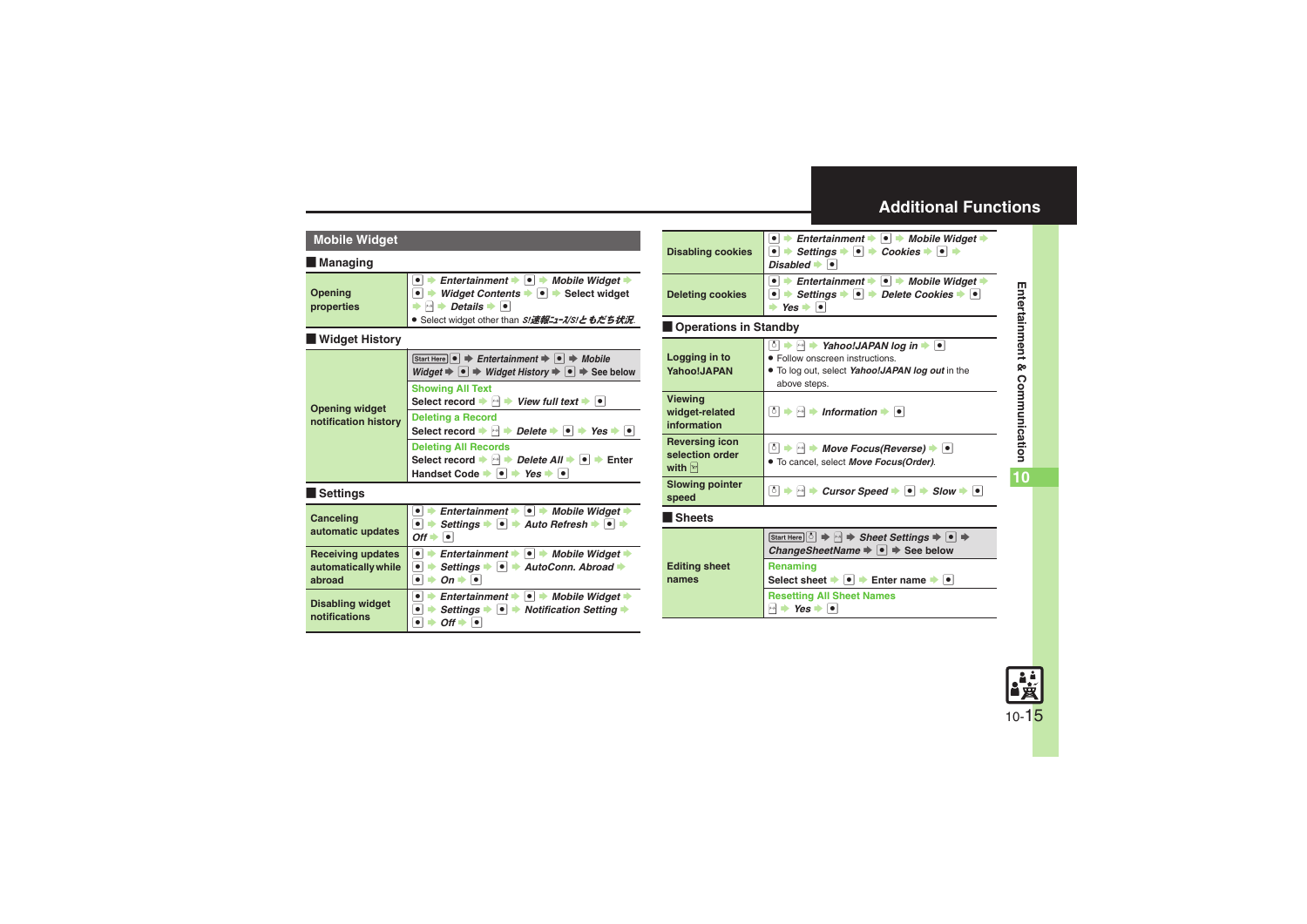## Additional Functions

### Mobile Widget

#### Managing

| | |
|---|---|
| **Opening properties** | ● ➡ *Entertainment* ➡ ● ➡ *Mobile Widget* ➡ ● ➡ *Widget Contents* ➡ ● ➡ Select widget ➡ ✉ ➡ *Details* ➡ ●<br>• Select widget other than *S!速報ニュース/S!ともだち状況* |

#### Widget History

| | |
|---|---|
| **Opening widget notification history** | Start Here ● ➡ *Entertainment* ➡ ● ➡ *Mobile Widget* ➡ ● ➡ *Widget History* ➡ ● ➡ See below |
| | **Showing All Text**<br>Select record ➡ ✉ ➡ *View full text* ➡ ● |
| | **Deleting a Record**<br>Select record ➡ ✉ ➡ *Delete* ➡ ● ➡ *Yes* ➡ ● |
| | **Deleting All Records**<br>Select record ➡ ✉ ➡ *Delete All* ➡ ● ➡ Enter Handset Code ➡ ● ➡ *Yes* ➡ ● |

#### Settings

| | |
|---|---|
| **Canceling automatic updates** | ● ➡ *Entertainment* ➡ ● ➡ *Mobile Widget* ➡ ● ➡ *Settings* ➡ ● ➡ *Auto Refresh* ➡ ● ➡ *Off* ➡ ● |
| **Receiving updates automatically while abroad** | ● ➡ *Entertainment* ➡ ● ➡ *Mobile Widget* ➡ ● ➡ *Settings* ➡ ● ➡ *AutoConn. Abroad* ➡ ● ➡ *On* ➡ ● |
| **Disabling widget notifications** | ● ➡ *Entertainment* ➡ ● ➡ *Mobile Widget* ➡ ● ➡ *Settings* ➡ ● ➡ *Notification Setting* ➡ ● ➡ *Off* ➡ ● |
| **Disabling cookies** | ● ➡ *Entertainment* ➡ ● ➡ *Mobile Widget* ➡ ● ➡ *Settings* ➡ ● ➡ *Cookies* ➡ ● ➡ *Disabled* ➡ ● |
| **Deleting cookies** | ● ➡ *Entertainment* ➡ ● ➡ *Mobile Widget* ➡ ● ➡ *Settings* ➡ ● ➡ *Delete Cookies* ➡ ● ➡ *Yes* ➡ ● |

#### Operations in Standby

| | |
|---|---|
| **Logging in to Yahoo!JAPAN** | ⬆ ➡ ✉ ➡ *Yahoo!JAPAN log in* ➡ ●<br>• Follow onscreen instructions.<br>• To log out, select *Yahoo!JAPAN log out* in the above steps. |
| **Viewing widget-related information** | ⬆ ➡ ✉ ➡ *Information* ➡ ● |
| **Reversing icon selection order with ✉** | ⬆ ➡ ✉ ➡ *Move Focus(Reverse)* ➡ ●<br>• To cancel, select *Move Focus(Order)*. |
| **Slowing pointer speed** | ⬆ ➡ ✉ ➡ *Cursor Speed* ➡ ● ➡ *Slow* ➡ ● |

#### Sheets

| | |
|---|---|
| **Editing sheet names** | Start Here ⬆ ➡ ✉ ➡ *Sheet Settings* ➡ ● ➡ *ChangeSheetName* ➡ ● ➡ See below |
| | **Renaming**<br>Select sheet ➡ ● ➡ Enter name ➡ ● |
| | **Resetting All Sheet Names**<br>✉ ➡ *Yes* ➡ ● |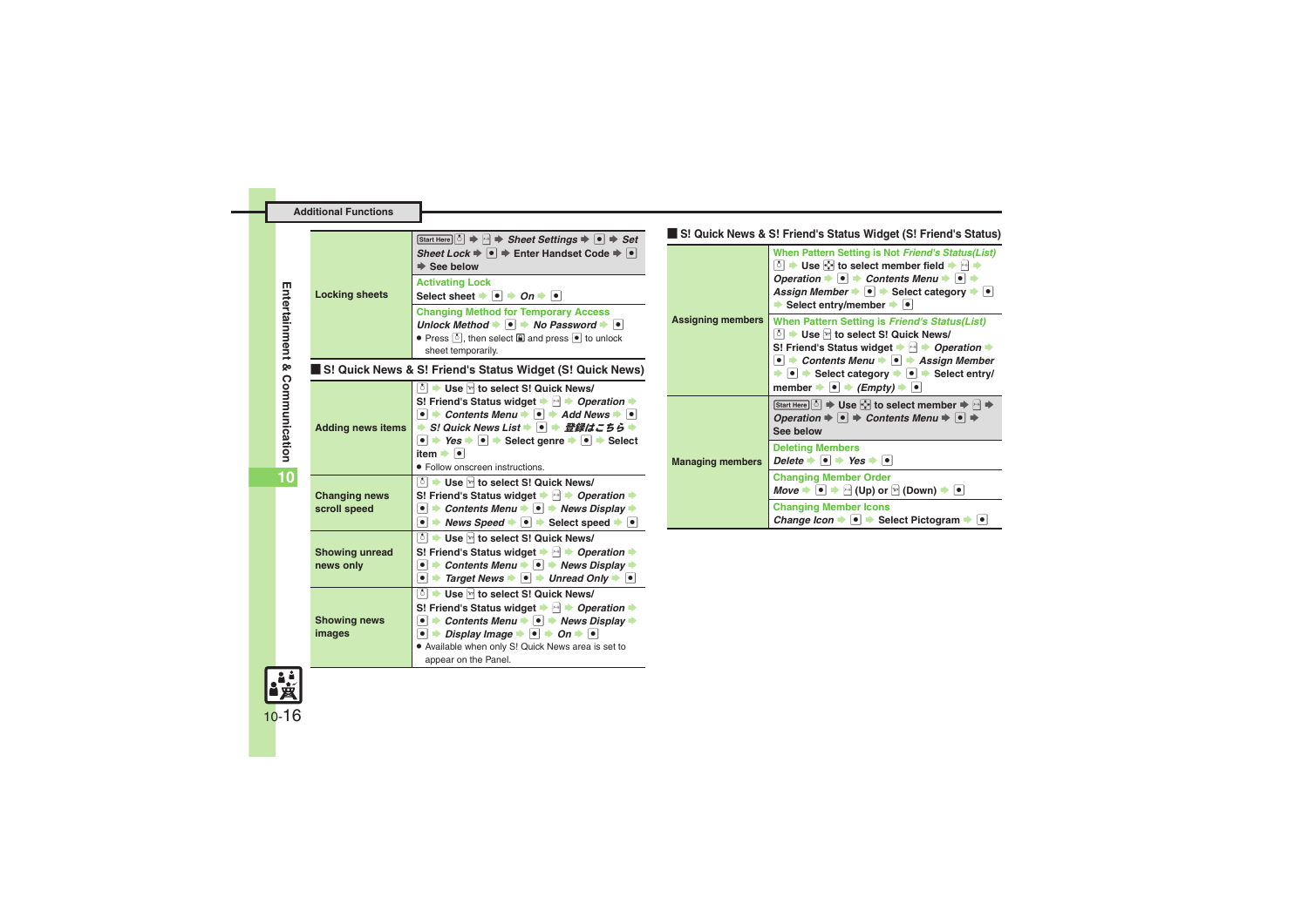## Additional Functions

| | |
|---|---|
| Locking sheets | Start Here ⌂ ➡ ✉ ➡ *Sheet Settings* ➡ ● ➡ *Set Sheet Lock* ➡ ● ➡ Enter Handset Code ➡ ● ➡ See below |
| | **Activating Lock**<br>Select sheet ➡ ● ➡ *On* ➡ ● |
| | **Changing Method for Temporary Access**<br>*Unlock Method* ➡ ● ➡ *No Password* ➡ ●<br>● Press ⌂, then select 🔒 and press ● to unlock sheet temporarily. |

### S! Quick News & S! Friend's Status Widget (S! Quick News)

| | |
|---|---|
| Adding news items | ⌂ ➡ Use 🔘 to select S! Quick News/ S! Friend's Status widget ➡ ✉ ➡ *Operation* ➡ ● ➡ *Contents Menu* ➡ ● ➡ *Add News* ➡ ● ➡ *S! Quick News List* ➡ ● ➡ *登録はこちら* ➡ ● ➡ *Yes* ➡ ● ➡ Select genre ➡ ● ➡ Select item ➡ ●<br>● Follow onscreen instructions. |
| Changing news scroll speed | ⌂ ➡ Use 🔘 to select S! Quick News/ S! Friend's Status widget ➡ ✉ ➡ *Operation* ➡ ● ➡ *Contents Menu* ➡ ● ➡ *News Display* ➡ ● ➡ *News Speed* ➡ ● ➡ Select speed ➡ ● |
| Showing unread news only | ⌂ ➡ Use 🔘 to select S! Quick News/ S! Friend's Status widget ➡ ✉ ➡ *Operation* ➡ ● ➡ *Contents Menu* ➡ ● ➡ *News Display* ➡ ● ➡ *Target News* ➡ ● ➡ *Unread Only* ➡ ● |
| Showing news images | ⌂ ➡ Use 🔘 to select S! Quick News/ S! Friend's Status widget ➡ ✉ ➡ *Operation* ➡ ● ➡ *Contents Menu* ➡ ● ➡ *News Display* ➡ ● ➡ *Display Image* ➡ ● ➡ *On* ➡ ●<br>● Available when only S! Quick News area is set to appear on the Panel. |

### S! Quick News & S! Friend's Status Widget (S! Friend's Status)

| | |
|---|---|
| Assigning members | **When Pattern Setting is Not *Friend's Status(List)***<br>⌂ ➡ Use 🔘 to select member field ➡ ✉ ➡ *Operation* ➡ ● ➡ *Contents Menu* ➡ ● ➡ *Assign Member* ➡ ● ➡ Select category ➡ ● ➡ Select entry/member ➡ ● |
| | **When Pattern Setting is *Friend's Status(List)***<br>⌂ ➡ Use 🔘 to select S! Quick News/ S! Friend's Status widget ➡ ✉ ➡ *Operation* ➡ ● ➡ *Contents Menu* ➡ ● ➡ *Assign Member* ➡ ● ➡ Select category ➡ ● ➡ Select entry/ member ➡ ● ➡ *(Empty)* ➡ ● |
| Managing members | Start Here ⌂ ➡ Use 🔘 to select member ➡ ✉ ➡ *Operation* ➡ ● ➡ *Contents Menu* ➡ ● ➡ See below |
| | **Deleting Members**<br>*Delete* ➡ ● ➡ *Yes* ➡ ● |
| | **Changing Member Order**<br>*Move* ➡ ● ➡ 🔘 (Up) or 🔘 (Down) ➡ ● |
| | **Changing Member Icons**<br>*Change Icon* ➡ ● ➡ Select Pictogram ➡ ● |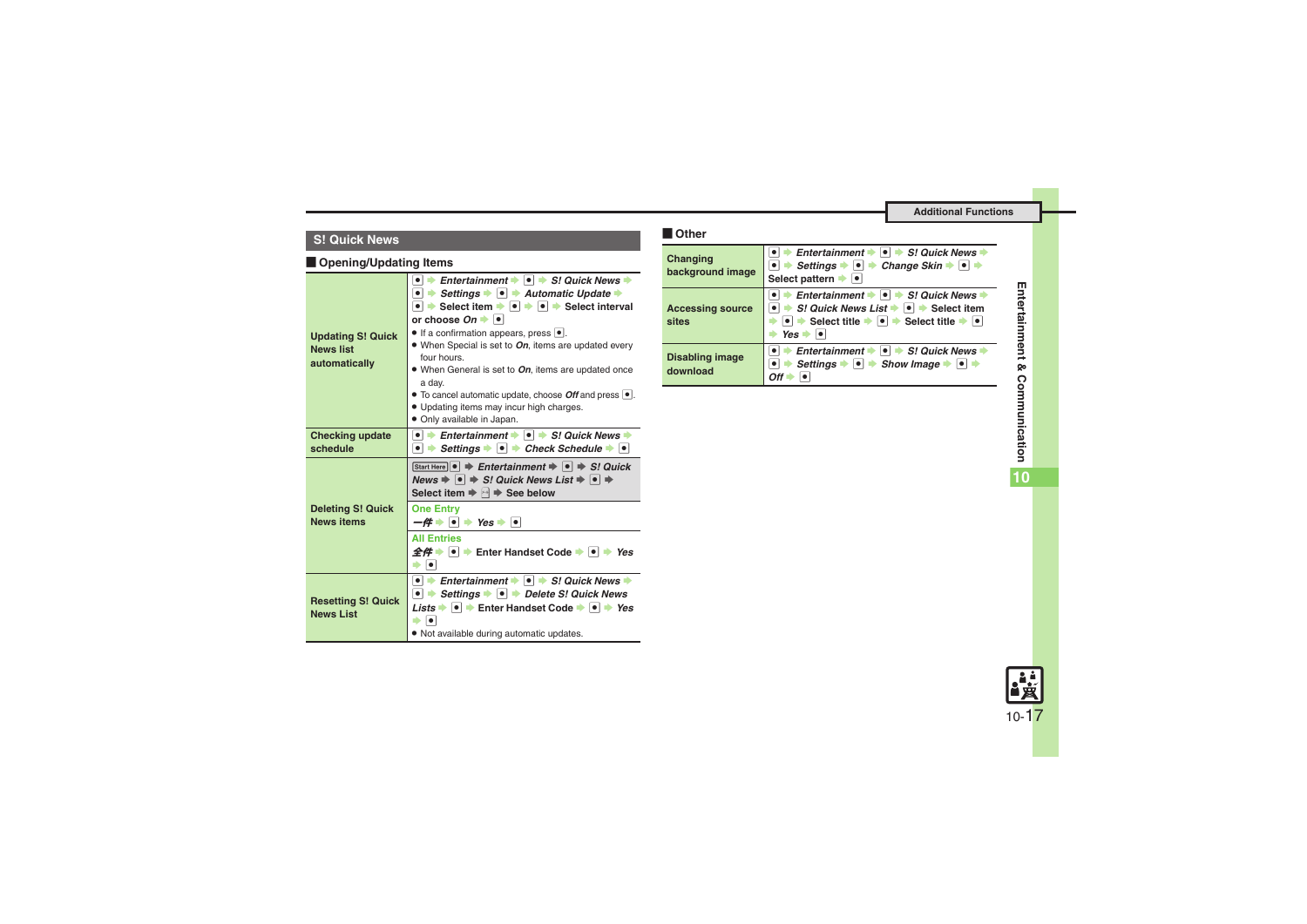## S! Quick News

### Opening/Updating Items

| | |
|---|---|
| Updating S! Quick News list automatically | ● ➡ *Entertainment* ➡ ● ➡ *S! Quick News* ➡ ● ➡ *Settings* ➡ ● ➡ *Automatic Update* ➡ ● ➡ Select item ➡ ● ➡ ● ➡ Select interval or choose *On* ➡ ●<br>● If a confirmation appears, press ●.<br>● When Special is set to *On*, items are updated every four hours.<br>● When General is set to *On*, items are updated once a day.<br>● To cancel automatic update, choose *Off* and press ●.<br>● Updating items may incur high charges.<br>● Only available in Japan. |
| Checking update schedule | ● ➡ *Entertainment* ➡ ● ➡ *S! Quick News* ➡ ● ➡ *Settings* ➡ ● ➡ *Check Schedule* ➡ ● |
| Deleting S! Quick News items | Start Here ● ➡ *Entertainment* ➡ ● ➡ *S! Quick News* ➡ ● ➡ *S! Quick News List* ➡ ● ➡ Select item ➡ ✉ ➡ See below<br>**One Entry**<br>*一件* ➡ ● ➡ *Yes* ➡ ●<br>**All Entries**<br>*全件* ➡ ● ➡ Enter Handset Code ➡ ● ➡ *Yes* ➡ ● |
| Resetting S! Quick News List | ● ➡ *Entertainment* ➡ ● ➡ *S! Quick News* ➡ ● ➡ *Settings* ➡ ● ➡ *Delete S! Quick News Lists* ➡ ● ➡ Enter Handset Code ➡ ● ➡ *Yes* ➡ ●<br>● Not available during automatic updates. |

### Other

| | |
|---|---|
| Changing background image | ● ➡ *Entertainment* ➡ ● ➡ *S! Quick News* ➡ ● ➡ *Settings* ➡ ● ➡ *Change Skin* ➡ ● ➡ Select pattern ➡ ● |
| Accessing source sites | ● ➡ *Entertainment* ➡ ● ➡ *S! Quick News* ➡ ● ➡ *S! Quick News List* ➡ ● ➡ Select item ➡ ● ➡ Select title ➡ ● ➡ Select title ➡ ● ➡ *Yes* ➡ ● |
| Disabling image download | ● ➡ *Entertainment* ➡ ● ➡ *S! Quick News* ➡ ● ➡ *Settings* ➡ ● ➡ *Show Image* ➡ ● ➡ *Off* ➡ ● |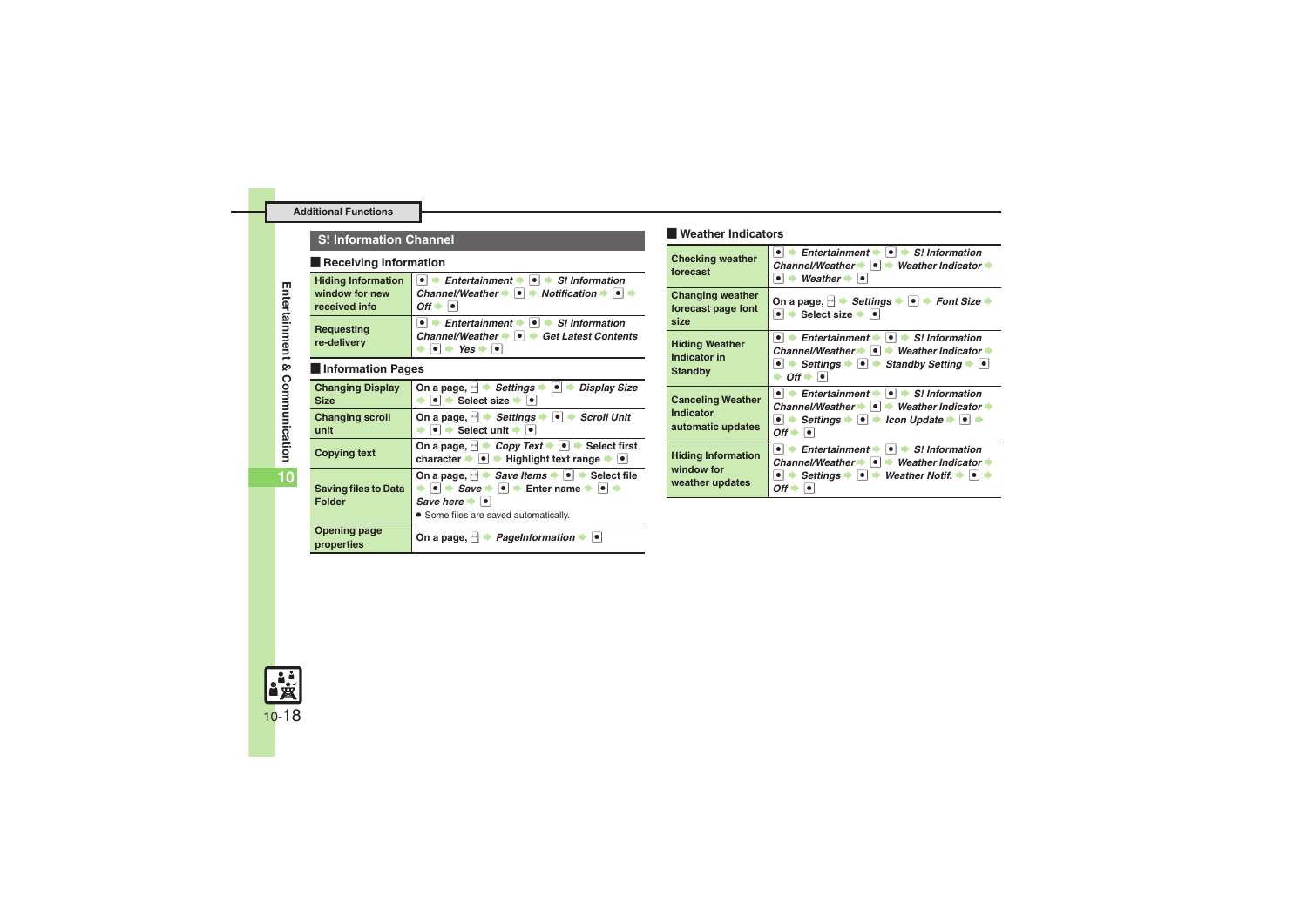## S! Information Channel

### Receiving Information

| | |
|---|---|
| Hiding Information window for new received info | ● ➡ *Entertainment* ➡ ● ➡ *S! Information Channel/Weather* ➡ ● ➡ *Notification* ➡ ● ➡ *Off* ➡ ● |
| Requesting re-delivery | ● ➡ *Entertainment* ➡ ● ➡ *S! Information Channel/Weather* ➡ ● ➡ *Get Latest Contents* ➡ ● ➡ *Yes* ➡ ● |

### Information Pages

| | |
|---|---|
| Changing Display Size | On a page, ➡ *Settings* ➡ ● ➡ *Display Size* ➡ ● ➡ Select size ➡ ● |
| Changing scroll unit | On a page, ➡ *Settings* ➡ ● ➡ *Scroll Unit* ➡ ● ➡ Select unit ➡ ● |
| Copying text | On a page, ➡ *Copy Text* ➡ ● ➡ Select first character ➡ ● ➡ Highlight text range ➡ ● |
| Saving files to Data Folder | On a page, ➡ *Save Items* ➡ ● ➡ Select file ➡ ● ➡ *Save* ➡ ● ➡ Enter name ➡ ● ➡ *Save here* ➡ ●<br>● Some files are saved automatically. |
| Opening page properties | On a page, ➡ *PageInformation* ➡ ● |

### Weather Indicators

| | |
|---|---|
| Checking weather forecast | ● ➡ *Entertainment* ➡ ● ➡ *S! Information Channel/Weather* ➡ ● ➡ *Weather Indicator* ➡ ● ➡ *Weather* ➡ ● |
| Changing weather forecast page font size | On a page, ➡ *Settings* ➡ ● ➡ *Font Size* ➡ ● ➡ Select size ➡ ● |
| Hiding Weather Indicator in Standby | ● ➡ *Entertainment* ➡ ● ➡ *S! Information Channel/Weather* ➡ ● ➡ *Weather Indicator* ➡ ● ➡ *Settings* ➡ ● ➡ *Standby Setting* ➡ ● ➡ *Off* ➡ ● |
| Canceling Weather Indicator automatic updates | ● ➡ *Entertainment* ➡ ● ➡ *S! Information Channel/Weather* ➡ ● ➡ *Weather Indicator* ➡ ● ➡ *Settings* ➡ ● ➡ *Icon Update* ➡ ● ➡ *Off* ➡ ● |
| Hiding Information window for weather updates | ● ➡ *Entertainment* ➡ ● ➡ *S! Information Channel/Weather* ➡ ● ➡ *Weather Indicator* ➡ ● ➡ *Settings* ➡ ● ➡ *Weather Notif.* ➡ ● ➡ *Off* ➡ ● |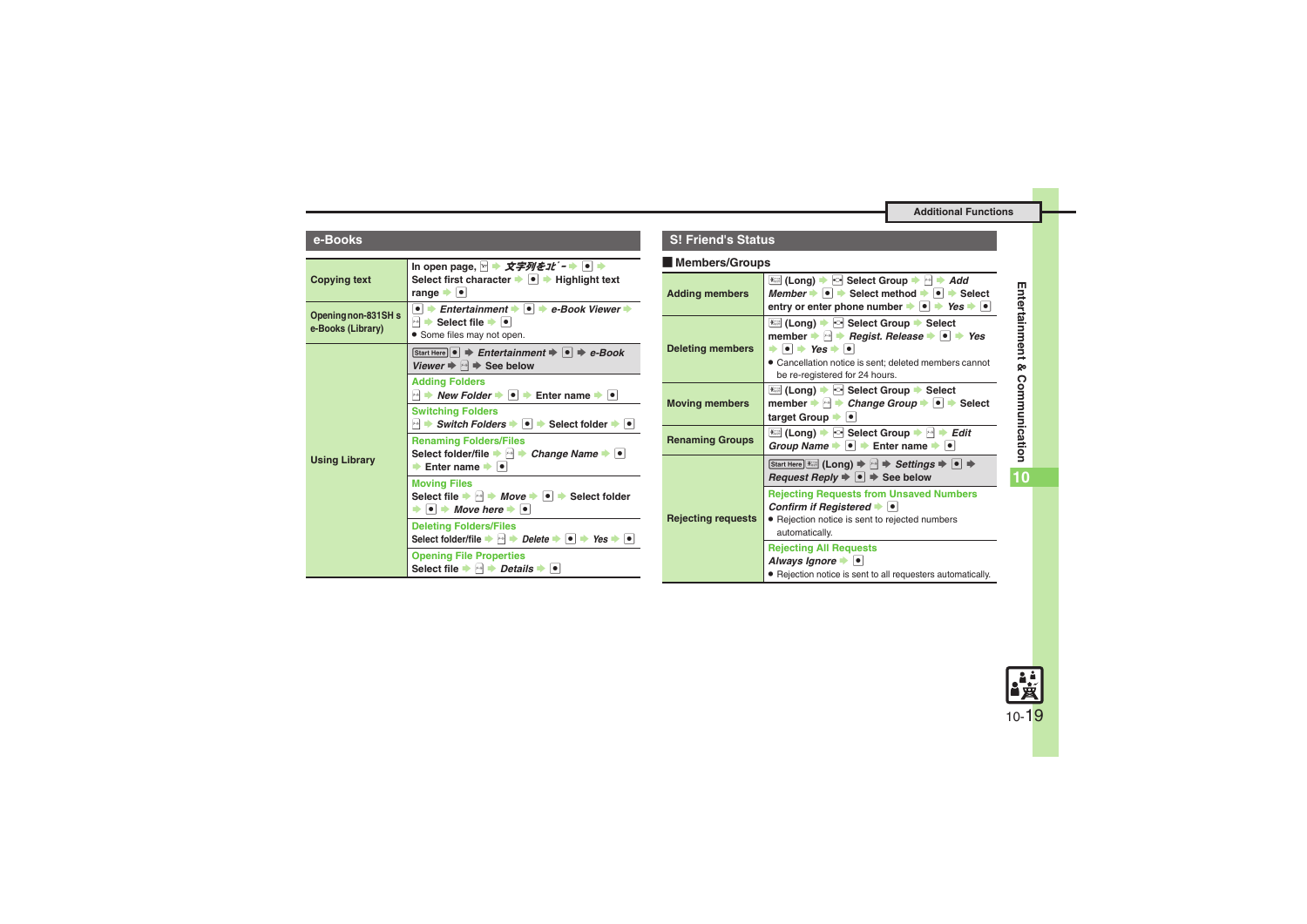## e-Books

| | |
|---|---|
| Copying text | In open page, ☒ ➡ *文字列をｺﾋﾟｰ* ➡ ● ➡ Select first character ➡ ● ➡ Highlight text range ➡ ● |
| Opening non-831SH s e-Books (Library) | ● ➡ *Entertainment* ➡ ● ➡ *e-Book Viewer* ➡ ☒ ➡ Select file ➡ ●<br>● Some files may not open. |
| Using Library | Start Here ● ➡ *Entertainment* ➡ ● ➡ *e-Book Viewer* ➡ ☒ ➡ See below<br>**Adding Folders**<br>☒ ➡ *New Folder* ➡ ● ➡ Enter name ➡ ●<br>**Switching Folders**<br>☒ ➡ *Switch Folders* ➡ ● ➡ Select folder ➡ ●<br>**Renaming Folders/Files**<br>Select folder/file ➡ ☒ ➡ *Change Name* ➡ ● ➡ Enter name ➡ ●<br>**Moving Files**<br>Select file ➡ ☒ ➡ *Move* ➡ ● ➡ Select folder ➡ ● ➡ *Move here* ➡ ●<br>**Deleting Folders/Files**<br>Select folder/file ➡ ☒ ➡ *Delete* ➡ ● ➡ *Yes* ➡ ●<br>**Opening File Properties**<br>Select file ➡ ☒ ➡ *Details* ➡ ● |

## S! Friend's Status

### Members/Groups

| | |
|---|---|
| Adding members | ☒ (Long) ➡ ☒ Select Group ➡ ☒ ➡ *Add Member* ➡ ● ➡ Select method ➡ ● ➡ Select entry or enter phone number ➡ ● ➡ *Yes* ➡ ● |
| Deleting members | ☒ (Long) ➡ ☒ Select Group ➡ Select member ➡ ☒ ➡ *Regist. Release* ➡ ● ➡ *Yes* ➡ ● ➡ *Yes* ➡ ●<br>● Cancellation notice is sent; deleted members cannot be re-registered for 24 hours. |
| Moving members | ☒ (Long) ➡ ☒ Select Group ➡ Select member ➡ ☒ ➡ *Change Group* ➡ ● ➡ Select target Group ➡ ● |
| Renaming Groups | ☒ (Long) ➡ ☒ Select Group ➡ ☒ ➡ *Edit Group Name* ➡ ● ➡ Enter name ➡ ● |
| Rejecting requests | Start Here ☒ (Long) ➡ ☒ ➡ *Settings* ➡ ● ➡ *Request Reply* ➡ ● ➡ See below<br>**Rejecting Requests from Unsaved Numbers**<br>*Confirm if Registered* ➡ ●<br>● Rejection notice is sent to rejected numbers automatically.<br>**Rejecting All Requests**<br>*Always Ignore* ➡ ●<br>● Rejection notice is sent to all requesters automatically. |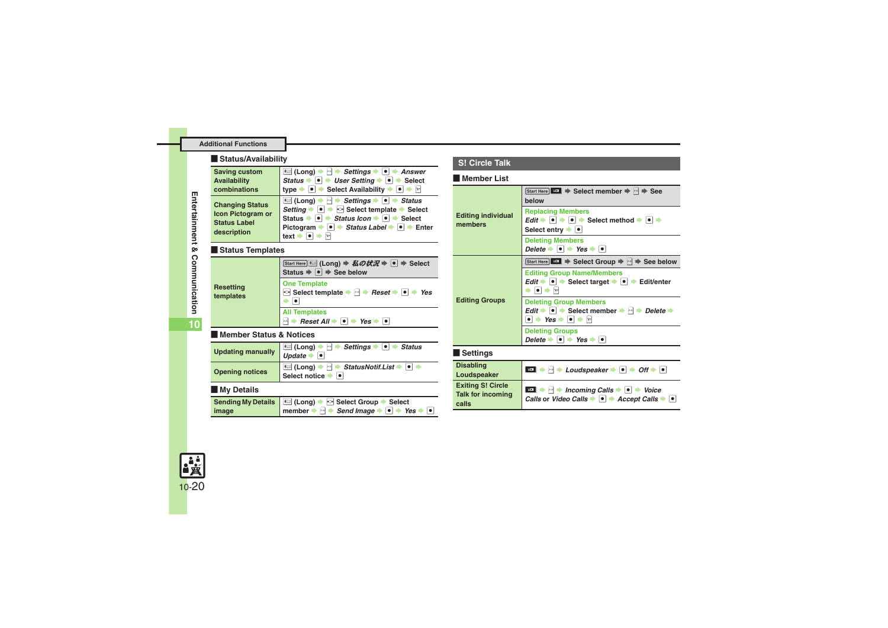## Additional Functions

### Status/Availability

| | |
|---|---|
| Saving custom Availability combinations | (Long) → → *Settings* → ● → *Answer Status* → ● → *User Setting* → ● → Select type → ● → Select Availability → ● → |
| Changing Status Icon Pictogram or Status Label description | (Long) → → *Settings* → ● → *Status Setting* → ● → Select template → Select Status → ● → *Status Icon* → ● → Select Pictogram → ● → *Status Label* → ● → Enter text → ● → |

### Status Templates

| | |
|---|---|
| Resetting templates | Start Here (Long) → *私の状況* → ● → Select Status → ● → See below |
| | **One Template**<br>Select template → → *Reset* → ● → *Yes* → ● |
| | **All Templates**<br> → *Reset All* → ● → *Yes* → ● |

### Member Status & Notices

| | |
|---|---|
| Updating manually | (Long) → → *Settings* → ● → *Status Update* → ● |
| Opening notices | (Long) → → *StatusNotif.List* → ● → Select notice → ● |

### My Details

| | |
|---|---|
| Sending My Details image | (Long) → Select Group → Select member → → *Send Image* → ● → *Yes* → ● |

## S! Circle Talk

### Member List

| | |
|---|---|
| Editing individual members | Start Here → Select member → → See below |
| | **Replacing Members**<br>*Edit* → ● → ● → Select method → ● → Select entry → ● |
| | **Deleting Members**<br>*Delete* → ● → *Yes* → ● |
| Editing Groups | Start Here → Select Group → → See below |
| | **Editing Group Name/Members**<br>*Edit* → ● → Select target → ● → Edit/enter → ● → |
| | **Deleting Group Members**<br>*Edit* → ● → Select member → → *Delete* → ● → *Yes* → ● → |
| | **Deleting Groups**<br>*Delete* → ● → *Yes* → ● |

### Settings

| | |
|---|---|
| Disabling Loudspeaker | → → *Loudspeaker* → ● → *Off* → ● |
| Exiting S! Circle Talk for incoming calls | → → *Incoming Calls* → ● → *Voice Calls* or *Video Calls* → ● → *Accept Calls* → ● |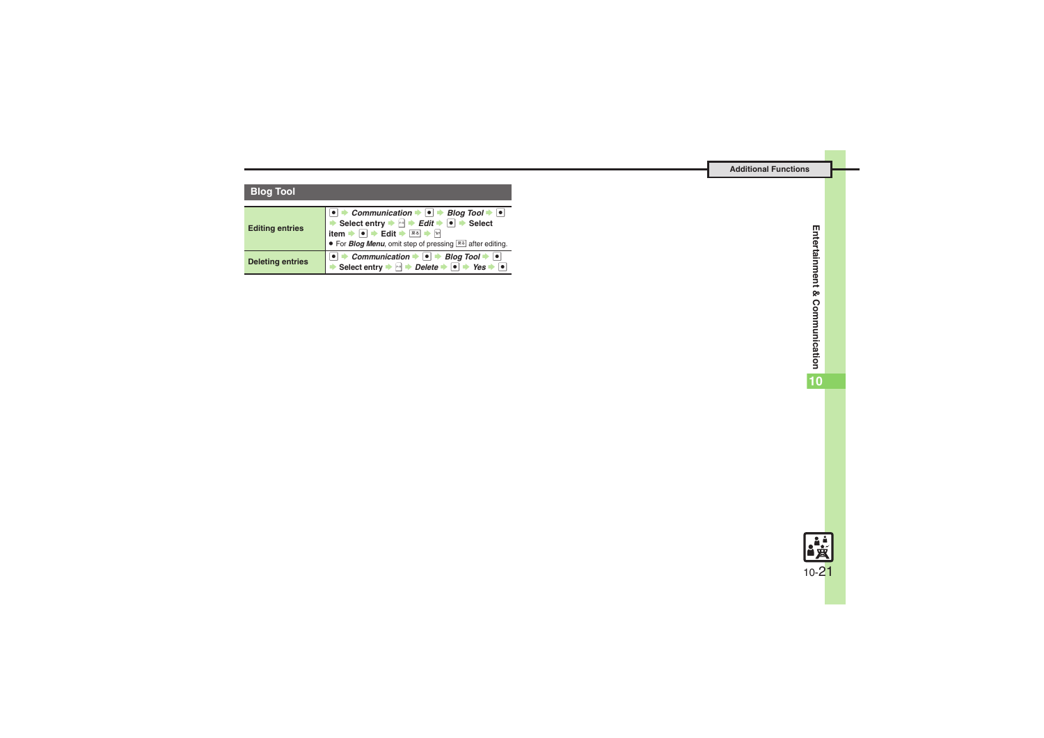## Blog Tool

| | |
|---|---|
| **Editing entries** | ● ➡ ***Communication*** ➡ ● ➡ ***Blog Tool*** ➡ ● ➡ **Select entry** ➡ ✉ ➡ ***Edit*** ➡ ● ➡ **Select item** ➡ ● ➡ **Edit** ➡ 英る ➡ Y! <br>● For ***Blog Menu***, omit step of pressing 英る after editing. |
| **Deleting entries** | ● ➡ ***Communication*** ➡ ● ➡ ***Blog Tool*** ➡ ● ➡ **Select entry** ➡ ✉ ➡ ***Delete*** ➡ ● ➡ ***Yes*** ➡ ● |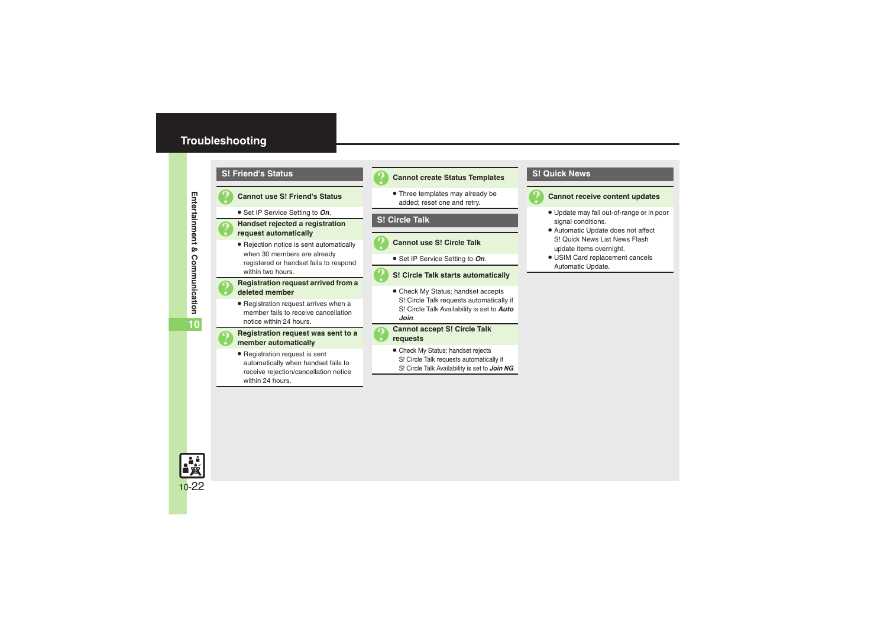# Troubleshooting

## S! Friend's Status

### Cannot use S! Friend's Status

- Set IP Service Setting to ***On***.

### Handset rejected a registration request automatically

- Rejection notice is sent automatically when 30 members are already registered or handset fails to respond within two hours.

### Registration request arrived from a deleted member

- Registration request arrives when a member fails to receive cancellation notice within 24 hours.

### Registration request was sent to a member automatically

- Registration request is sent automatically when handset fails to receive rejection/cancellation notice within 24 hours.

### Cannot create Status Templates

- Three templates may already be added; reset one and retry.

## S! Circle Talk

### Cannot use S! Circle Talk

- Set IP Service Setting to ***On***.

### S! Circle Talk starts automatically

- Check My Status; handset accepts S! Circle Talk requests automatically if S! Circle Talk Availability is set to ***Auto Join***.

### Cannot accept S! Circle Talk requests

- Check My Status; handset rejects S! Circle Talk requests automatically if S! Circle Talk Availability is set to ***Join NG***.

## S! Quick News

### Cannot receive content updates

- Update may fail out-of-range or in poor signal conditions.
- Automatic Update does not affect S! Quick News List News Flash update items overnight.
- USIM Card replacement cancels Automatic Update.